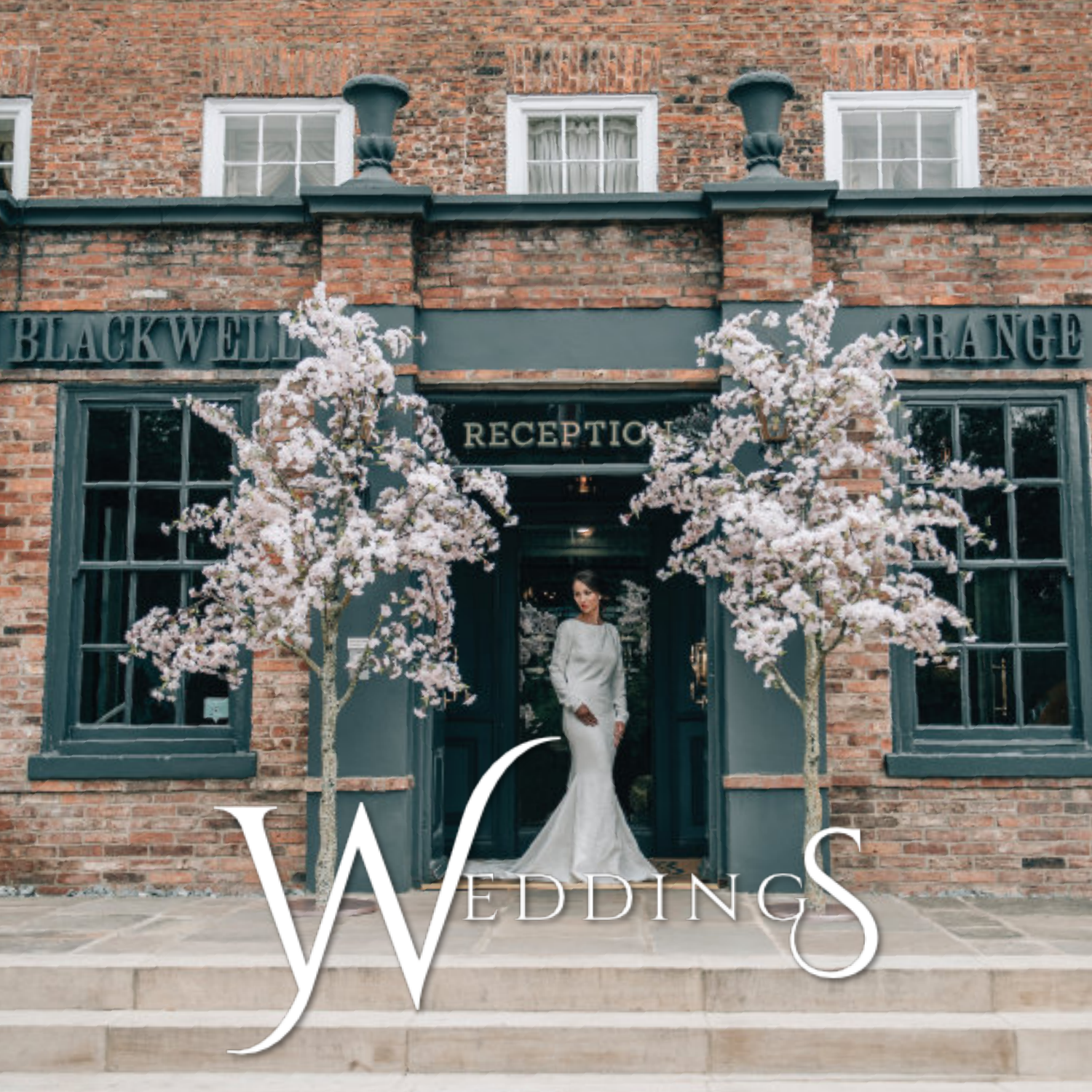# YWeddings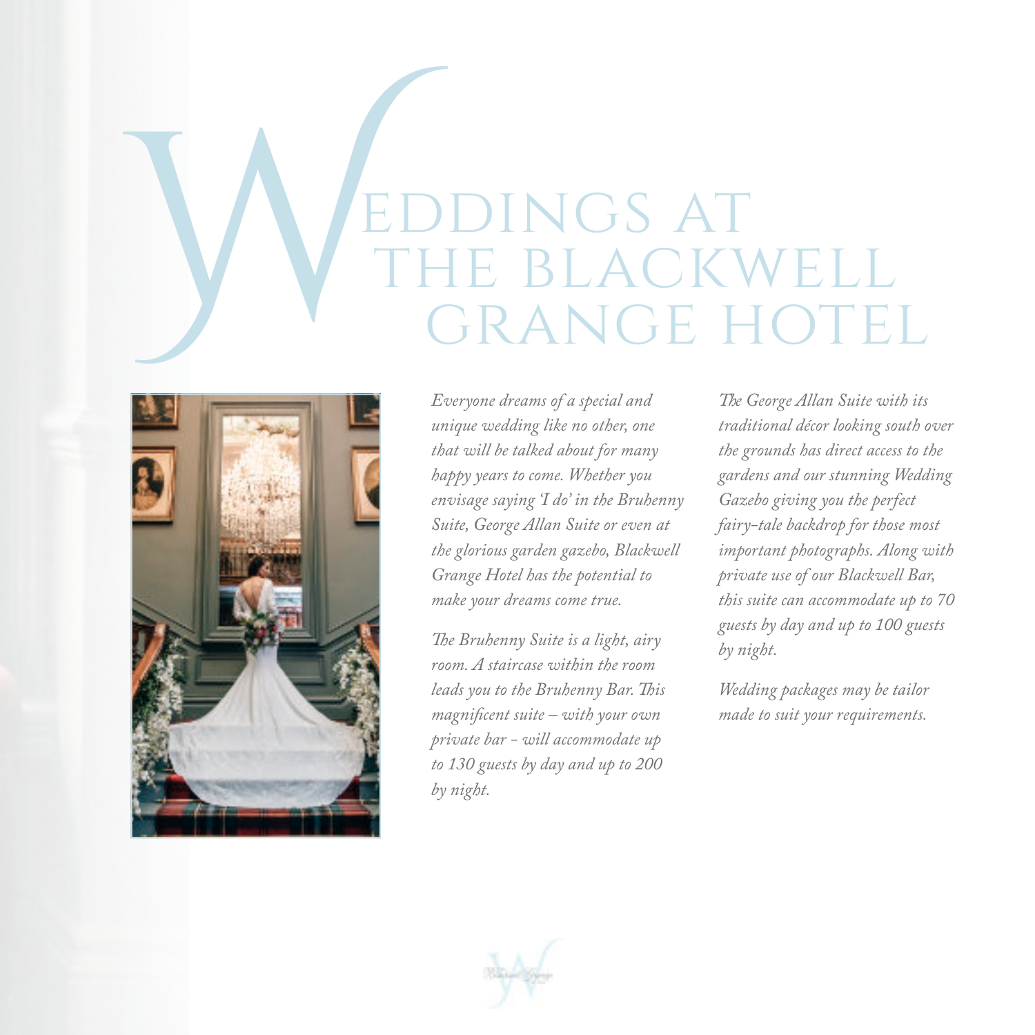# Weddings at the Blackwell Grange Hotel

*Everyone dreams of a special and unique wedding like no other, one that will be talked about for many happy years to come. Whether you envisage saying 'I do' in the Bruhenny Suite, George Allan Suite or even at the glorious garden gazebo, Blackwell Grange Hotel has the potential to make your dreams come true.*

*The Bruhenny Suite is a light, airy room. A staircase within the room leads you to the Bruhenny Bar. This magnificent suite – with your own private bar - will accommodate up to 130 guests by day and up to 200 by night.*

*The George Allan Suite with its traditional décor looking south over the grounds has direct access to the gardens and our stunning Wedding Gazebo giving you the perfect fairy-tale backdrop for those most important photographs. Along with private use of our Blackwell Bar, this suite can accommodate up to 70 guests by day and up to 100 guests by night.*

*Wedding packages may be tailor made to suit your requirements.*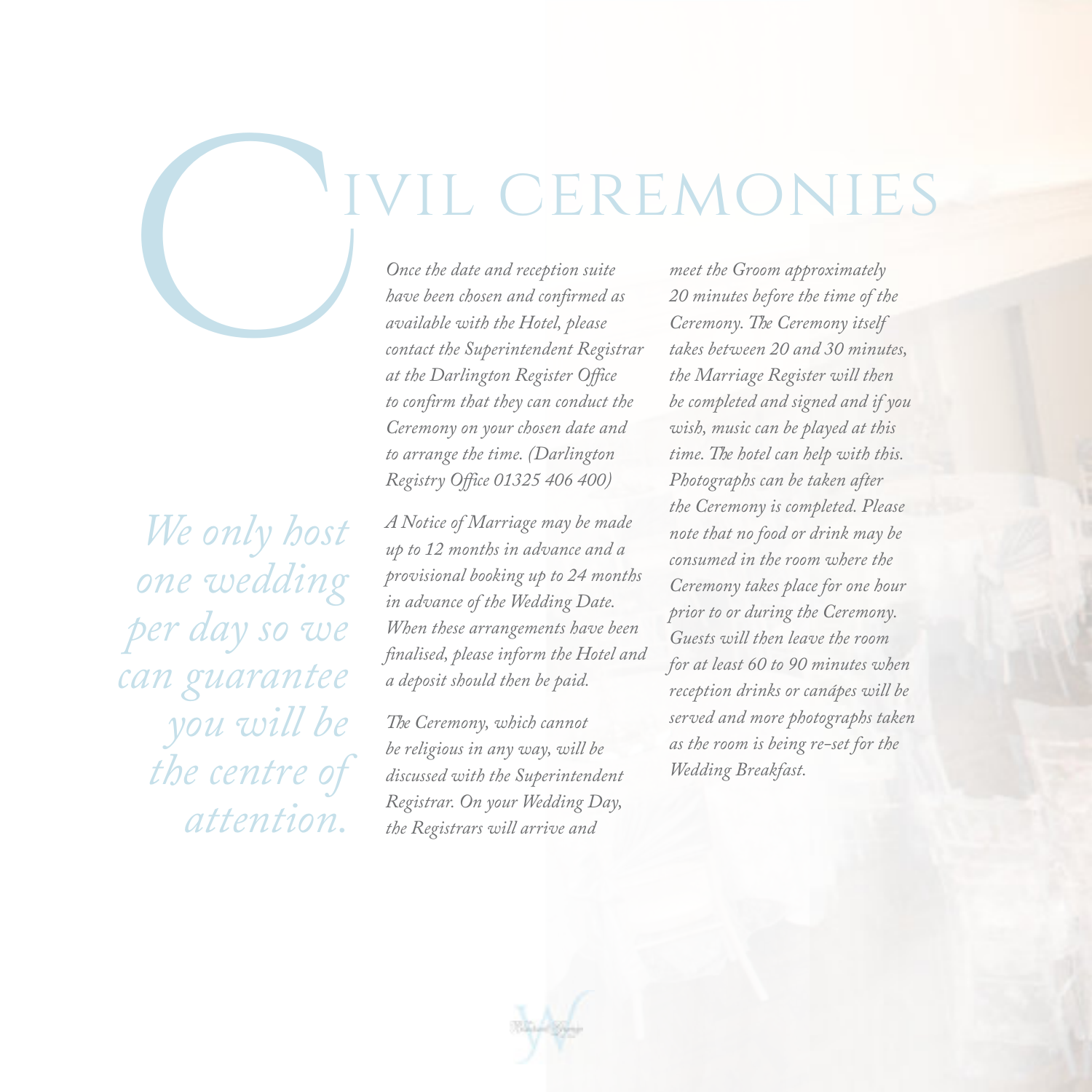# Civil Ceremonies

*We only host one wedding per day so we can guarantee you will be the centre of attention.*

*Once the date and reception suite have been chosen and confirmed as available with the Hotel, please contact the Superintendent Registrar at the Darlington Register Office to confirm that they can conduct the Ceremony on your chosen date and to arrange the time. (Darlington Registry Office 01325 406 400)*

*A Notice of Marriage may be made up to 12 months in advance and a provisional booking up to 24 months in advance of the Wedding Date. When these arrangements have been finalised, please inform the Hotel and a deposit should then be paid.*

*The Ceremony, which cannot be religious in any way, will be discussed with the Superintendent Registrar. On your Wedding Day, the Registrars will arrive and meet the Groom approximately 20 minutes before the time of the Ceremony. The Ceremony itself takes between 20 and 30 minutes, the Marriage Register will then be completed and signed and if you wish, music can be played at this time. The hotel can help with this. Photographs can be taken after the Ceremony is completed. Please note that no food or drink may be consumed in the room where the Ceremony takes place for one hour prior to or during the Ceremony. Guests will then leave the room for at least 60 to 90 minutes when reception drinks or canápes will be served and more photographs taken as the room is being re-set for the Wedding Breakfast.*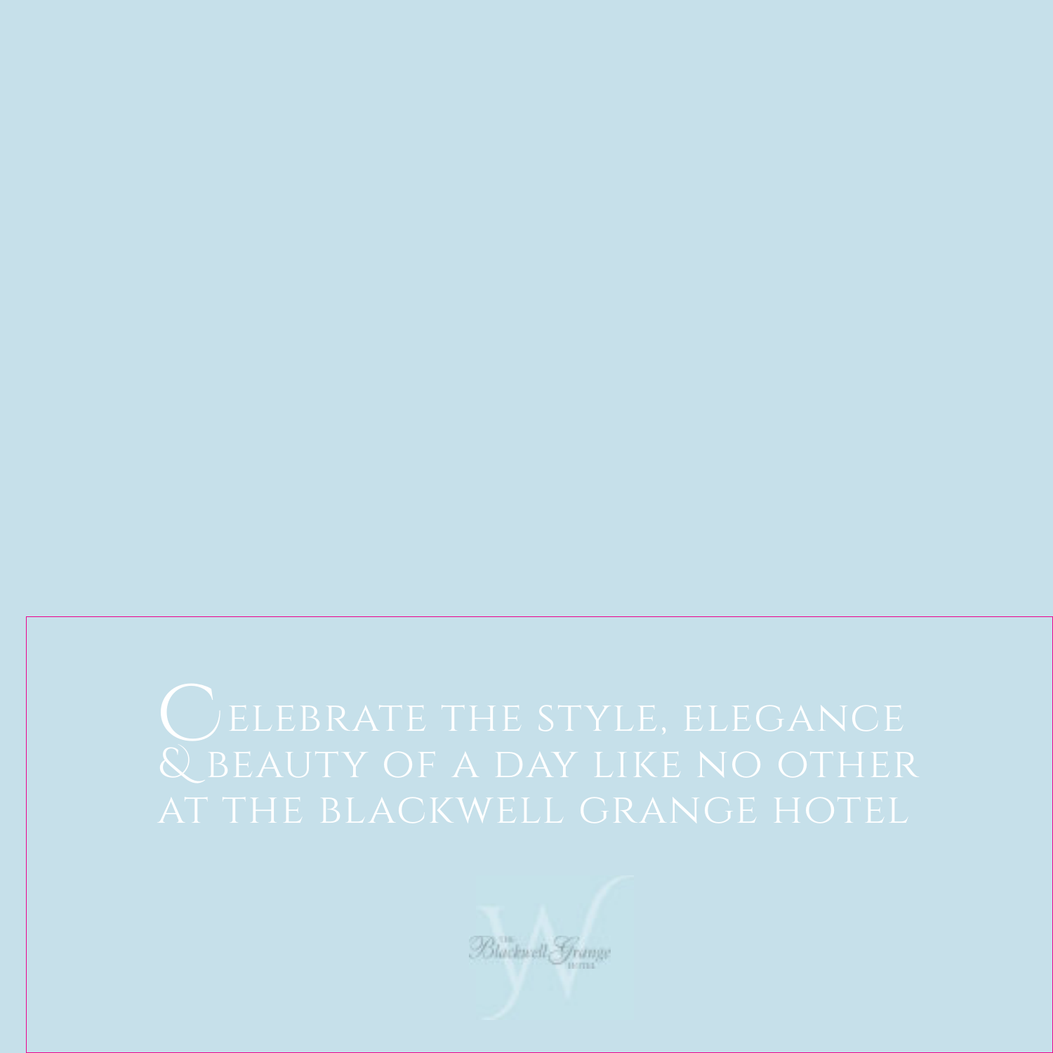# Celebrate the style, elegance & beauty of a day like no other at the Blackwell Grange Hotel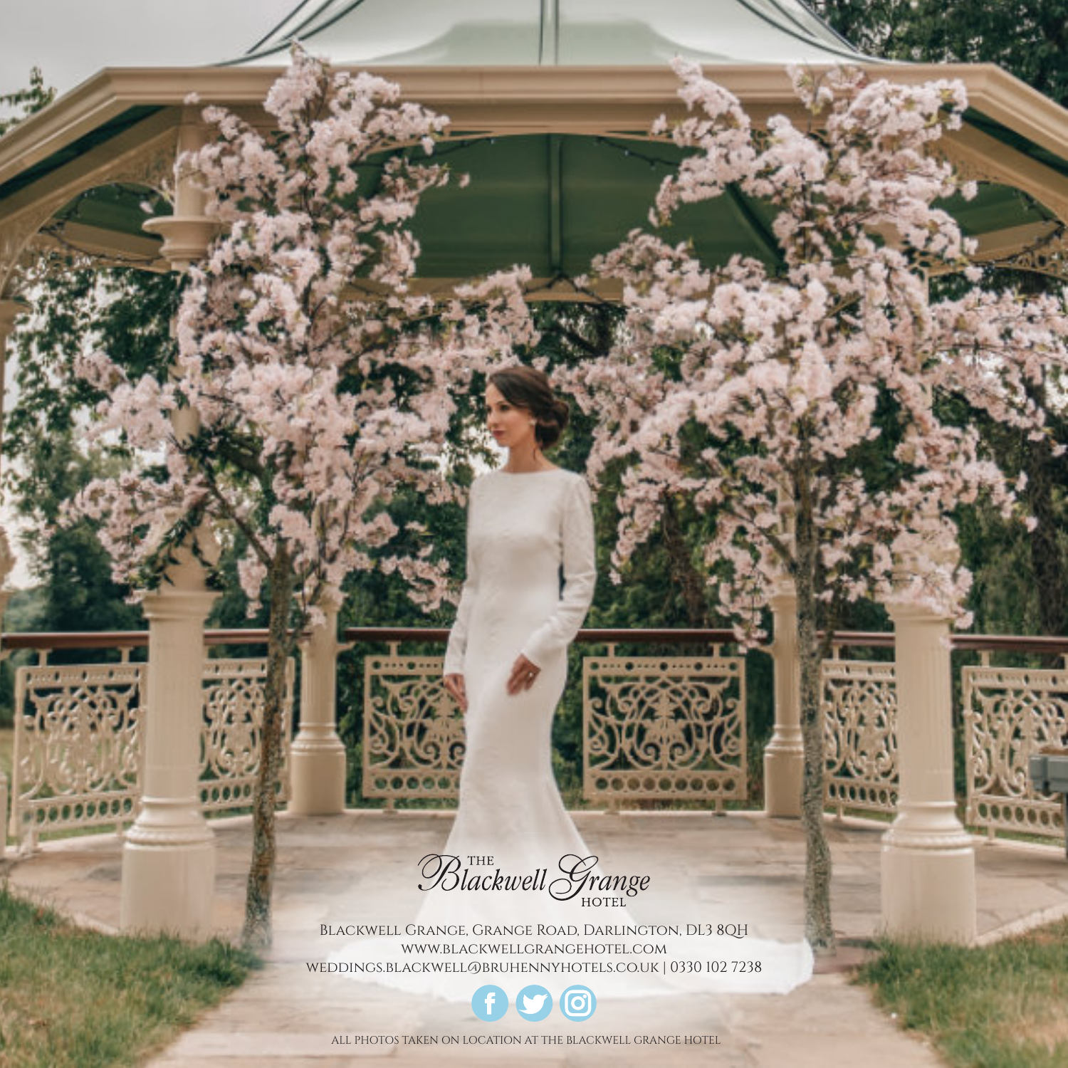THE Blackwell Grange HOTEL

Blackwell Grange, Grange Road, Darlington, DL3 8QH

www.blackwellgrangehotel.com

weddings.blackwell@bruhennyhotels.co.uk | 0330 102 7238

All photos taken on location at The Blackwell Grange Hotel